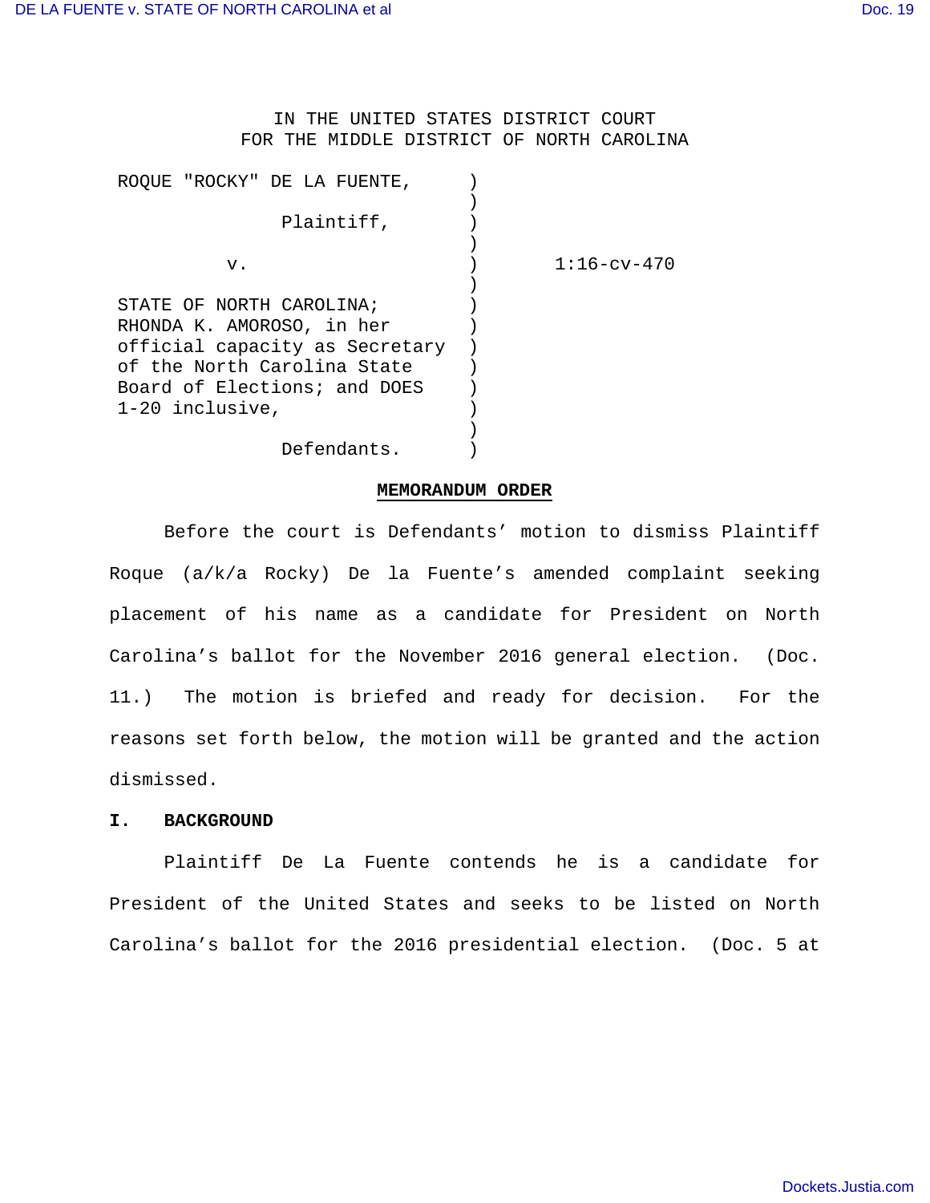IN THE UNITED STATES DISTRICT COURT
FOR THE MIDDLE DISTRICT OF NORTH CAROLINA

ROQUE "ROCKY" DE LA FUENTE,
Plaintiff,

v.

STATE OF NORTH CAROLINA; RHONDA K. AMOROSO, in her official capacity as Secretary of the North Carolina State Board of Elections; and DOES 1-20 inclusive,
Defendants.

1:16-cv-470

**MEMORANDUM ORDER**

Before the court is Defendants' motion to dismiss Plaintiff Roque (a/k/a Rocky) De la Fuente's amended complaint seeking placement of his name as a candidate for President on North Carolina's ballot for the November 2016 general election. (Doc. 11.) The motion is briefed and ready for decision. For the reasons set forth below, the motion will be granted and the action dismissed.

## I. BACKGROUND

Plaintiff De La Fuente contends he is a candidate for President of the United States and seeks to be listed on North Carolina's ballot for the 2016 presidential election. (Doc. 5 at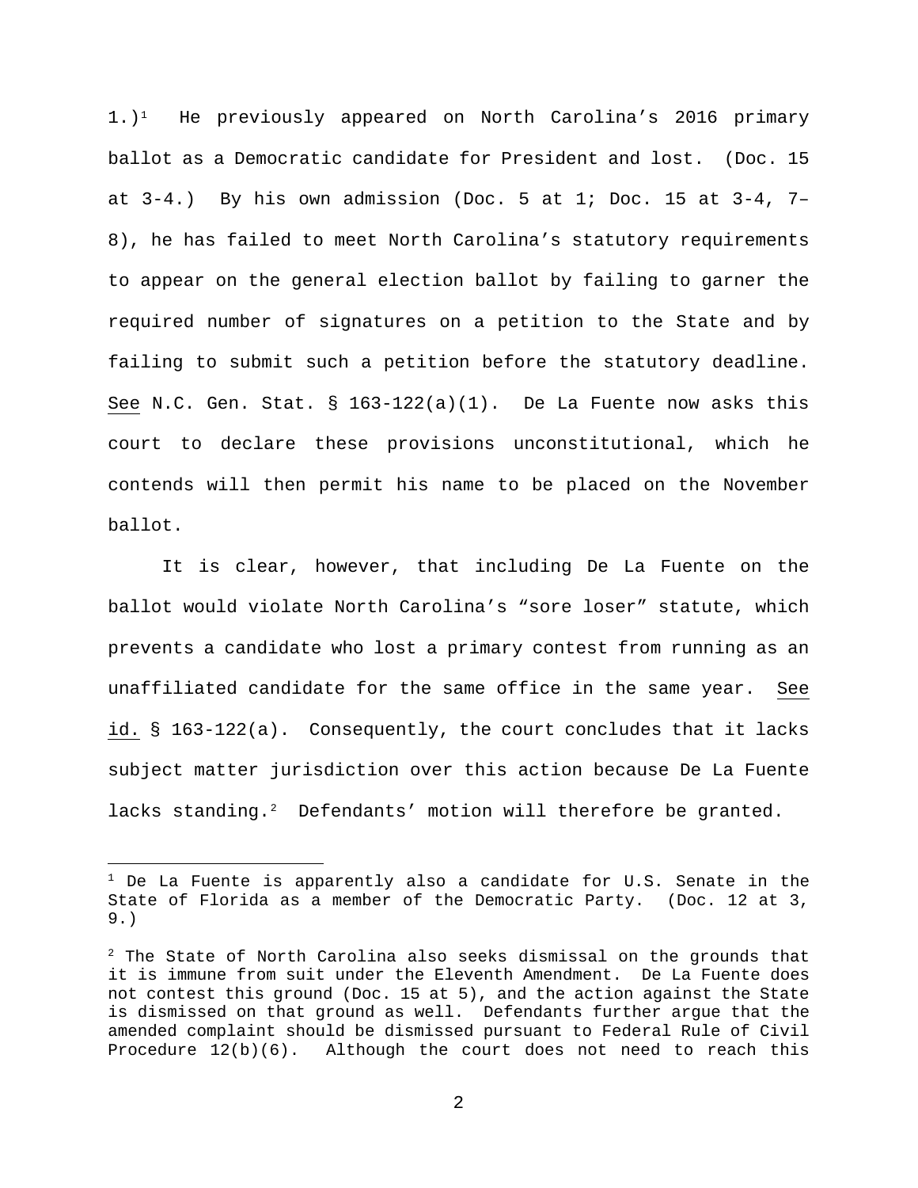1.)[1] He previously appeared on North Carolina's 2016 primary ballot as a Democratic candidate for President and lost. (Doc. 15 at 3-4.) By his own admission (Doc. 5 at 1; Doc. 15 at 3-4, 7–8), he has failed to meet North Carolina's statutory requirements to appear on the general election ballot by failing to garner the required number of signatures on a petition to the State and by failing to submit such a petition before the statutory deadline. See N.C. Gen. Stat. § 163-122(a)(1). De La Fuente now asks this court to declare these provisions unconstitutional, which he contends will then permit his name to be placed on the November ballot.

It is clear, however, that including De La Fuente on the ballot would violate North Carolina's "sore loser" statute, which prevents a candidate who lost a primary contest from running as an unaffiliated candidate for the same office in the same year. See id. § 163-122(a). Consequently, the court concludes that it lacks subject matter jurisdiction over this action because De La Fuente lacks standing.[2] Defendants' motion will therefore be granted.

---

[1] De La Fuente is apparently also a candidate for U.S. Senate in the State of Florida as a member of the Democratic Party. (Doc. 12 at 3, 9.)

[2] The State of North Carolina also seeks dismissal on the grounds that it is immune from suit under the Eleventh Amendment. De La Fuente does not contest this ground (Doc. 15 at 5), and the action against the State is dismissed on that ground as well. Defendants further argue that the amended complaint should be dismissed pursuant to Federal Rule of Civil Procedure 12(b)(6). Although the court does not need to reach this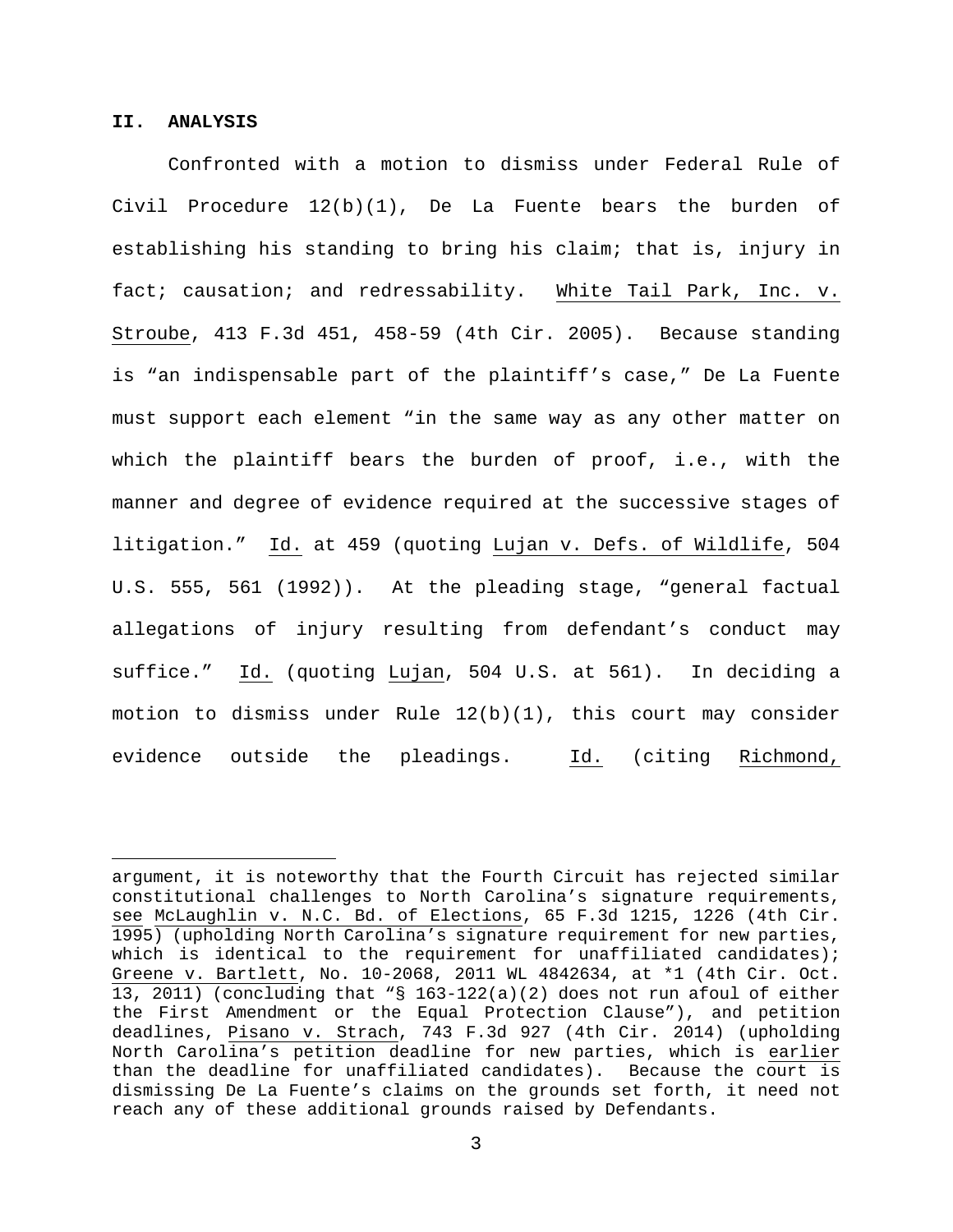## II. ANALYSIS

Confronted with a motion to dismiss under Federal Rule of Civil Procedure 12(b)(1), De La Fuente bears the burden of establishing his standing to bring his claim; that is, injury in fact; causation; and redressability. White Tail Park, Inc. v. Stroube, 413 F.3d 451, 458-59 (4th Cir. 2005). Because standing is "an indispensable part of the plaintiff's case," De La Fuente must support each element "in the same way as any other matter on which the plaintiff bears the burden of proof, i.e., with the manner and degree of evidence required at the successive stages of litigation." Id. at 459 (quoting Lujan v. Defs. of Wildlife, 504 U.S. 555, 561 (1992)). At the pleading stage, "general factual allegations of injury resulting from defendant's conduct may suffice." Id. (quoting Lujan, 504 U.S. at 561). In deciding a motion to dismiss under Rule 12(b)(1), this court may consider evidence outside the pleadings. Id. (citing Richmond,

---

argument, it is noteworthy that the Fourth Circuit has rejected similar constitutional challenges to North Carolina's signature requirements, see McLaughlin v. N.C. Bd. of Elections, 65 F.3d 1215, 1226 (4th Cir. 1995) (upholding North Carolina's signature requirement for new parties, which is identical to the requirement for unaffiliated candidates); Greene v. Bartlett, No. 10-2068, 2011 WL 4842634, at *1 (4th Cir. Oct. 13, 2011) (concluding that "§ 163-122(a)(2) does not run afoul of either the First Amendment or the Equal Protection Clause"), and petition deadlines, Pisano v. Strach, 743 F.3d 927 (4th Cir. 2014) (upholding North Carolina's petition deadline for new parties, which is earlier than the deadline for unaffiliated candidates). Because the court is dismissing De La Fuente's claims on the grounds set forth, it need not reach any of these additional grounds raised by Defendants.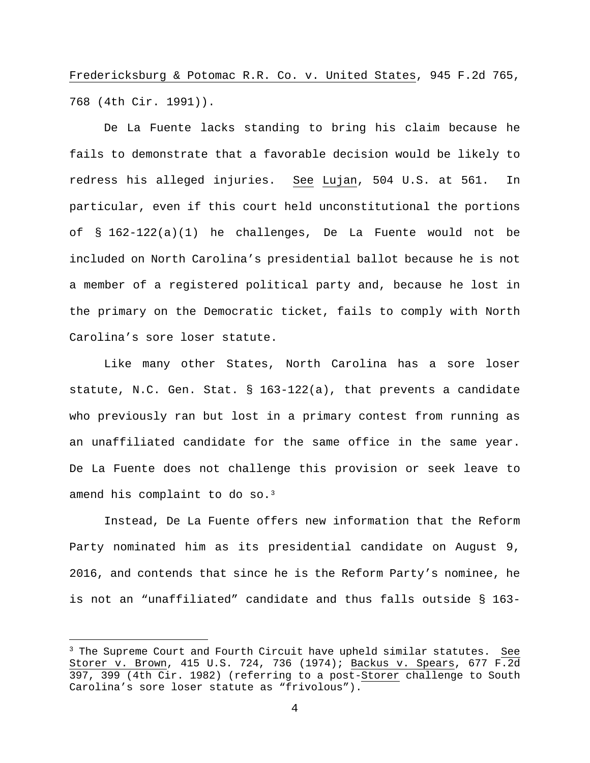Fredericksburg & Potomac R.R. Co. v. United States, 945 F.2d 765, 768 (4th Cir. 1991)).

De La Fuente lacks standing to bring his claim because he fails to demonstrate that a favorable decision would be likely to redress his alleged injuries. See Lujan, 504 U.S. at 561. In particular, even if this court held unconstitutional the portions of § 162-122(a)(1) he challenges, De La Fuente would not be included on North Carolina's presidential ballot because he is not a member of a registered political party and, because he lost in the primary on the Democratic ticket, fails to comply with North Carolina's sore loser statute.

Like many other States, North Carolina has a sore loser statute, N.C. Gen. Stat. § 163-122(a), that prevents a candidate who previously ran but lost in a primary contest from running as an unaffiliated candidate for the same office in the same year. De La Fuente does not challenge this provision or seek leave to amend his complaint to do so.[3]

Instead, De La Fuente offers new information that the Reform Party nominated him as its presidential candidate on August 9, 2016, and contends that since he is the Reform Party's nominee, he is not an "unaffiliated" candidate and thus falls outside § 163-

---

[3] The Supreme Court and Fourth Circuit have upheld similar statutes. See Storer v. Brown, 415 U.S. 724, 736 (1974); Backus v. Spears, 677 F.2d 397, 399 (4th Cir. 1982) (referring to a post-Storer challenge to South Carolina's sore loser statute as "frivolous").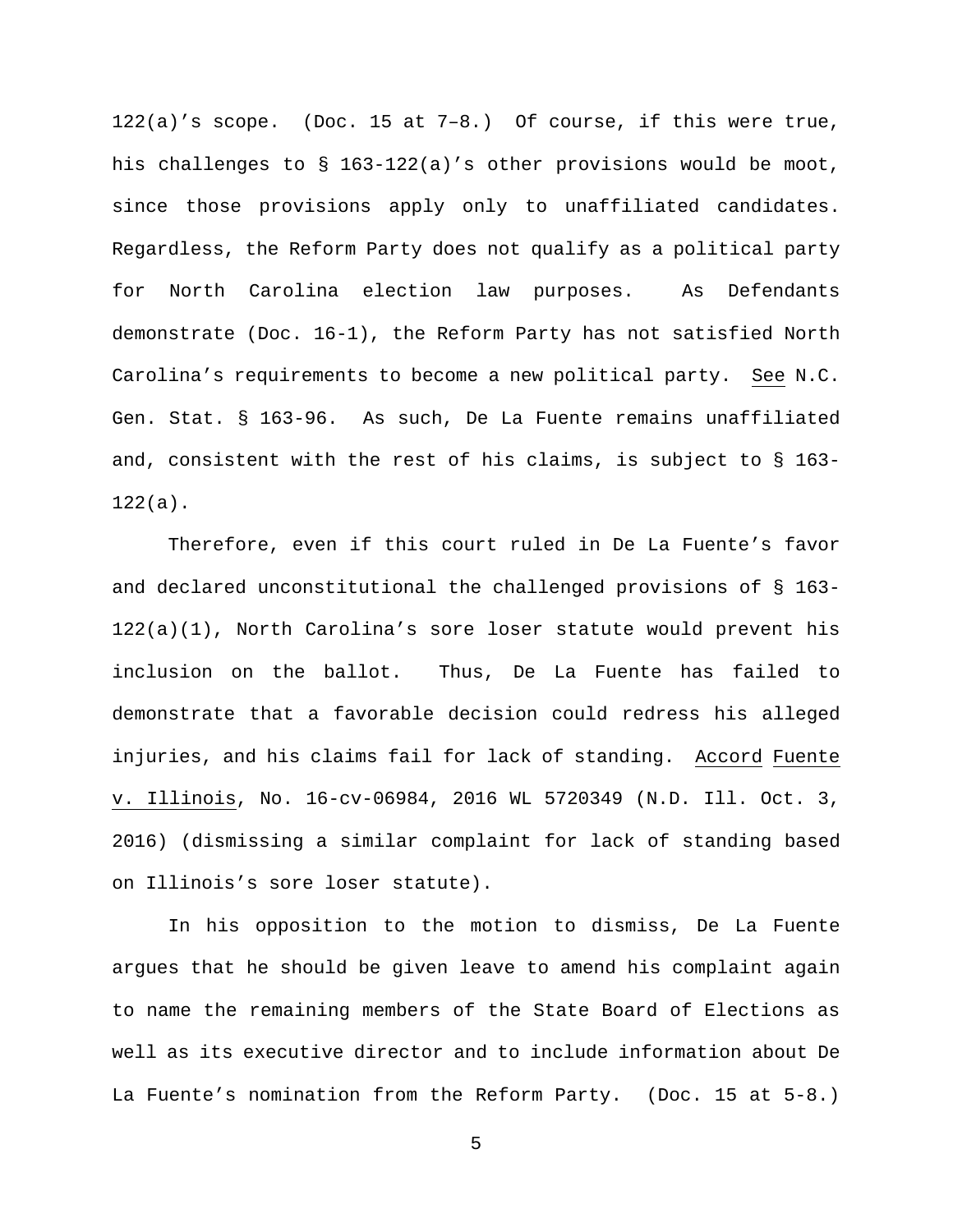122(a)'s scope. (Doc. 15 at 7–8.) Of course, if this were true, his challenges to § 163-122(a)'s other provisions would be moot, since those provisions apply only to unaffiliated candidates. Regardless, the Reform Party does not qualify as a political party for North Carolina election law purposes. As Defendants demonstrate (Doc. 16-1), the Reform Party has not satisfied North Carolina's requirements to become a new political party. See N.C. Gen. Stat. § 163-96. As such, De La Fuente remains unaffiliated and, consistent with the rest of his claims, is subject to § 163-122(a).

Therefore, even if this court ruled in De La Fuente's favor and declared unconstitutional the challenged provisions of § 163-122(a)(1), North Carolina's sore loser statute would prevent his inclusion on the ballot. Thus, De La Fuente has failed to demonstrate that a favorable decision could redress his alleged injuries, and his claims fail for lack of standing. Accord Fuente v. Illinois, No. 16-cv-06984, 2016 WL 5720349 (N.D. Ill. Oct. 3, 2016) (dismissing a similar complaint for lack of standing based on Illinois's sore loser statute).

In his opposition to the motion to dismiss, De La Fuente argues that he should be given leave to amend his complaint again to name the remaining members of the State Board of Elections as well as its executive director and to include information about De La Fuente's nomination from the Reform Party. (Doc. 15 at 5-8.)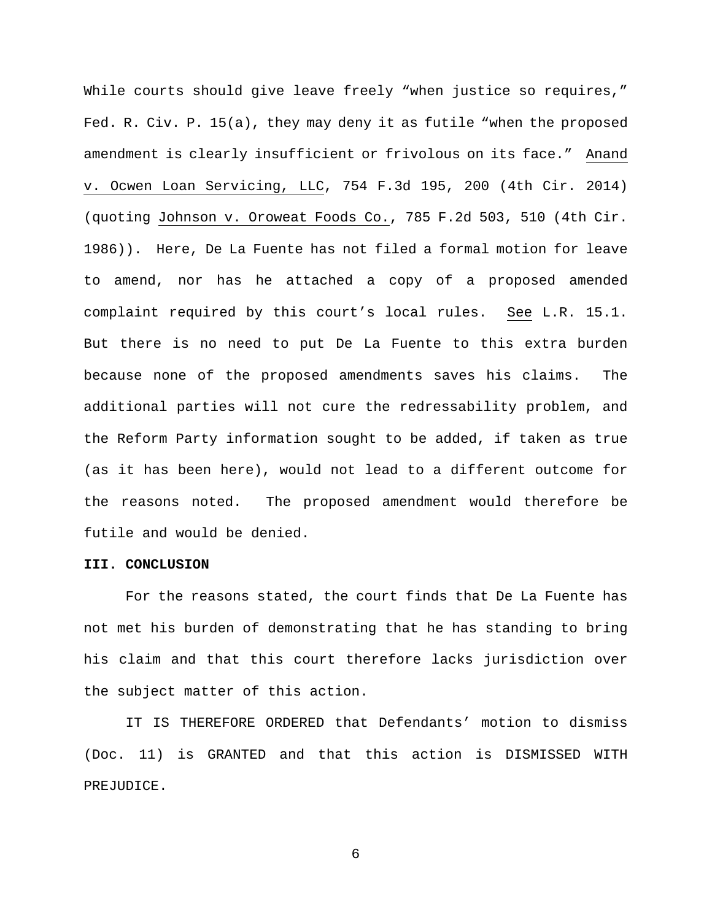While courts should give leave freely "when justice so requires," Fed. R. Civ. P. 15(a), they may deny it as futile "when the proposed amendment is clearly insufficient or frivolous on its face." Anand v. Ocwen Loan Servicing, LLC, 754 F.3d 195, 200 (4th Cir. 2014) (quoting Johnson v. Oroweat Foods Co., 785 F.2d 503, 510 (4th Cir. 1986)). Here, De La Fuente has not filed a formal motion for leave to amend, nor has he attached a copy of a proposed amended complaint required by this court's local rules. See L.R. 15.1. But there is no need to put De La Fuente to this extra burden because none of the proposed amendments saves his claims. The additional parties will not cure the redressability problem, and the Reform Party information sought to be added, if taken as true (as it has been here), would not lead to a different outcome for the reasons noted. The proposed amendment would therefore be futile and would be denied.

**III. CONCLUSION**

For the reasons stated, the court finds that De La Fuente has not met his burden of demonstrating that he has standing to bring his claim and that this court therefore lacks jurisdiction over the subject matter of this action.

IT IS THEREFORE ORDERED that Defendants' motion to dismiss (Doc. 11) is GRANTED and that this action is DISMISSED WITH PREJUDICE.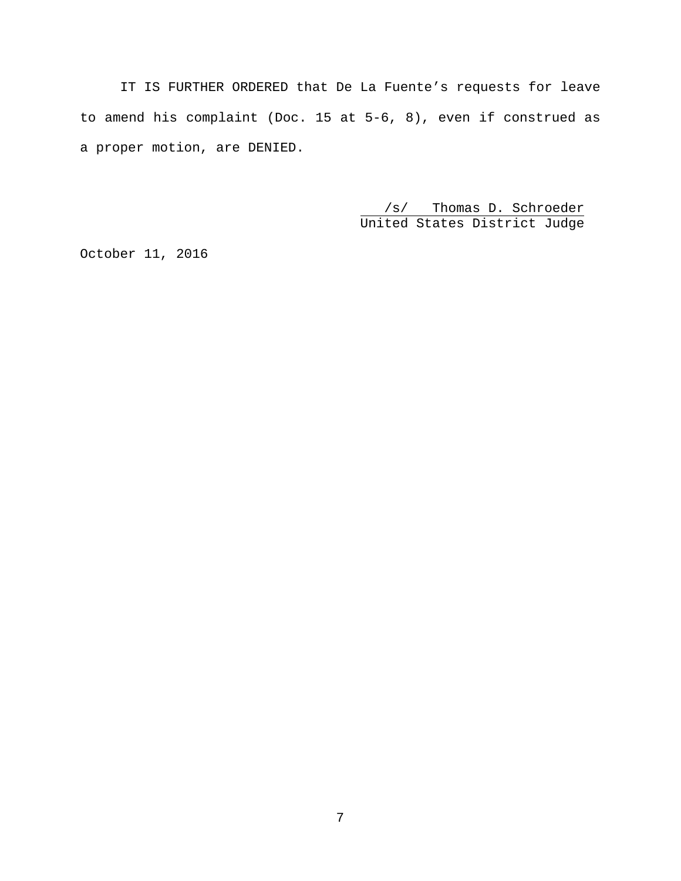IT IS FURTHER ORDERED that De La Fuente's requests for leave to amend his complaint (Doc. 15 at 5-6, 8), even if construed as a proper motion, are DENIED.

/s/ Thomas D. Schroeder
United States District Judge

October 11, 2016